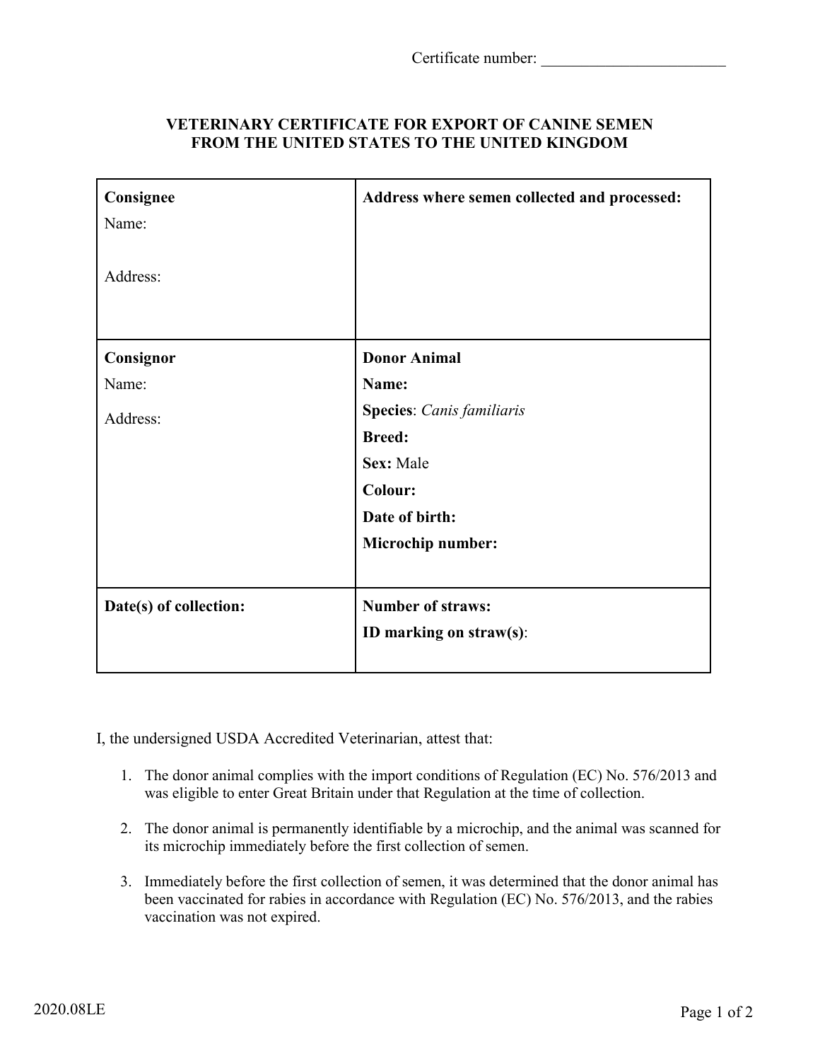Certificate number: _______________________

# VETERINARY CERTIFICATE FOR EXPORT OF CANINE SEMEN FROM THE UNITED STATES TO THE UNITED KINGDOM

| **Consignee**<br>Name:<br><br>Address: | **Address where semen collected and processed:** |
|---|---|
| **Consignor**<br>Name:<br>Address: | **Donor Animal**<br>**Name:**<br>**Species**: *Canis familiaris*<br>**Breed:**<br>**Sex:** Male<br>**Colour:**<br>**Date of birth:**<br>**Microchip number:** |
| **Date(s) of collection:** | **Number of straws:**<br>**ID marking on straw(s)**: |

I, the undersigned USDA Accredited Veterinarian, attest that:

1. The donor animal complies with the import conditions of Regulation (EC) No. 576/2013 and was eligible to enter Great Britain under that Regulation at the time of collection.

2. The donor animal is permanently identifiable by a microchip, and the animal was scanned for its microchip immediately before the first collection of semen.

3. Immediately before the first collection of semen, it was determined that the donor animal has been vaccinated for rabies in accordance with Regulation (EC) No. 576/2013, and the rabies vaccination was not expired.

2020.08LE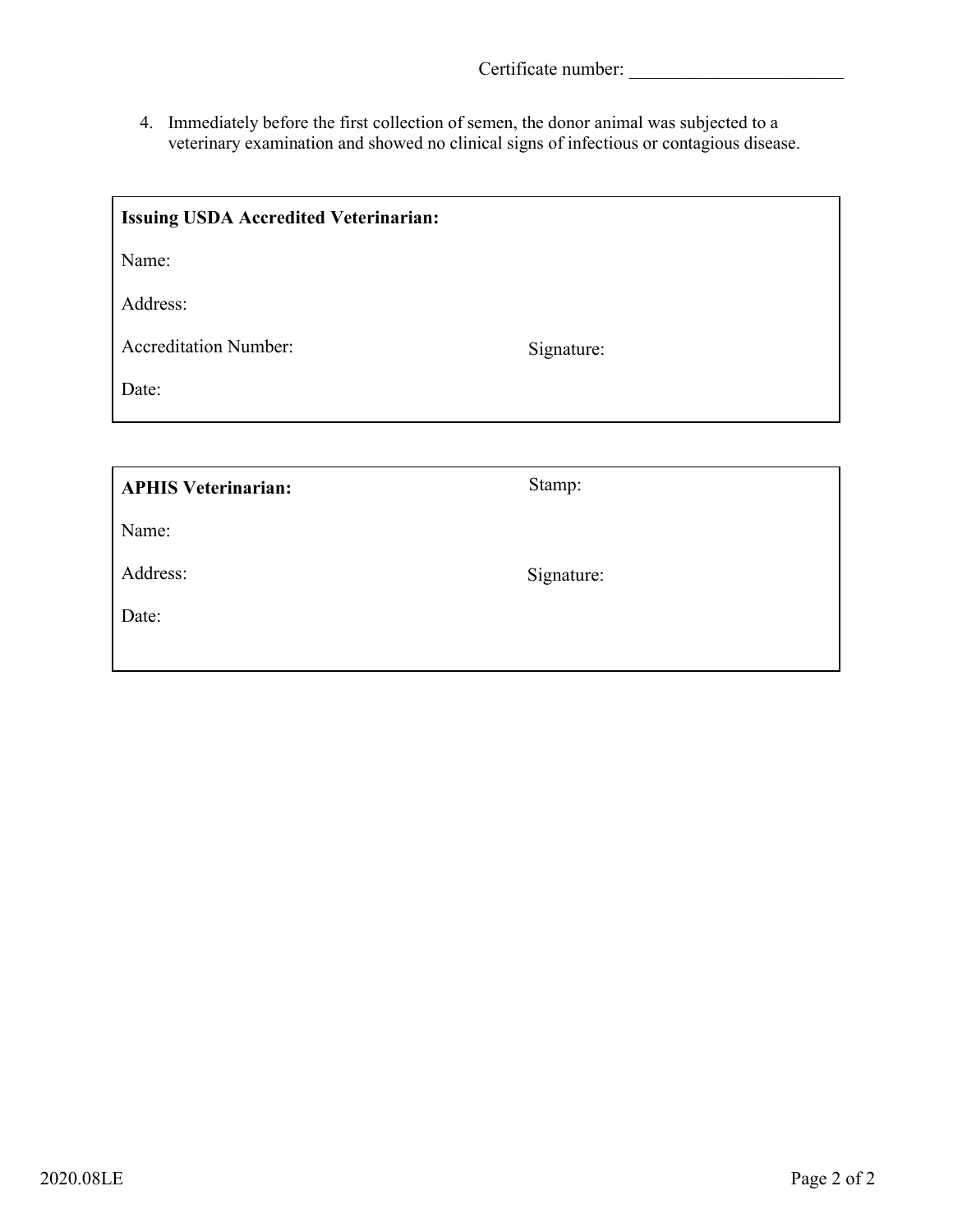Certificate number: _______________________

4. Immediately before the first collection of semen, the donor animal was subjected to a veterinary examination and showed no clinical signs of infectious or contagious disease.

| **Issuing USDA Accredited Veterinarian:** | |
| --- | --- |
| Name: | |
| Address: | |
| Accreditation Number: | Signature: |
| Date: | |

| **APHIS Veterinarian:** | Stamp: |
| --- | --- |
| Name: | |
| Address: | Signature: |
| Date: | |

2020.08LE